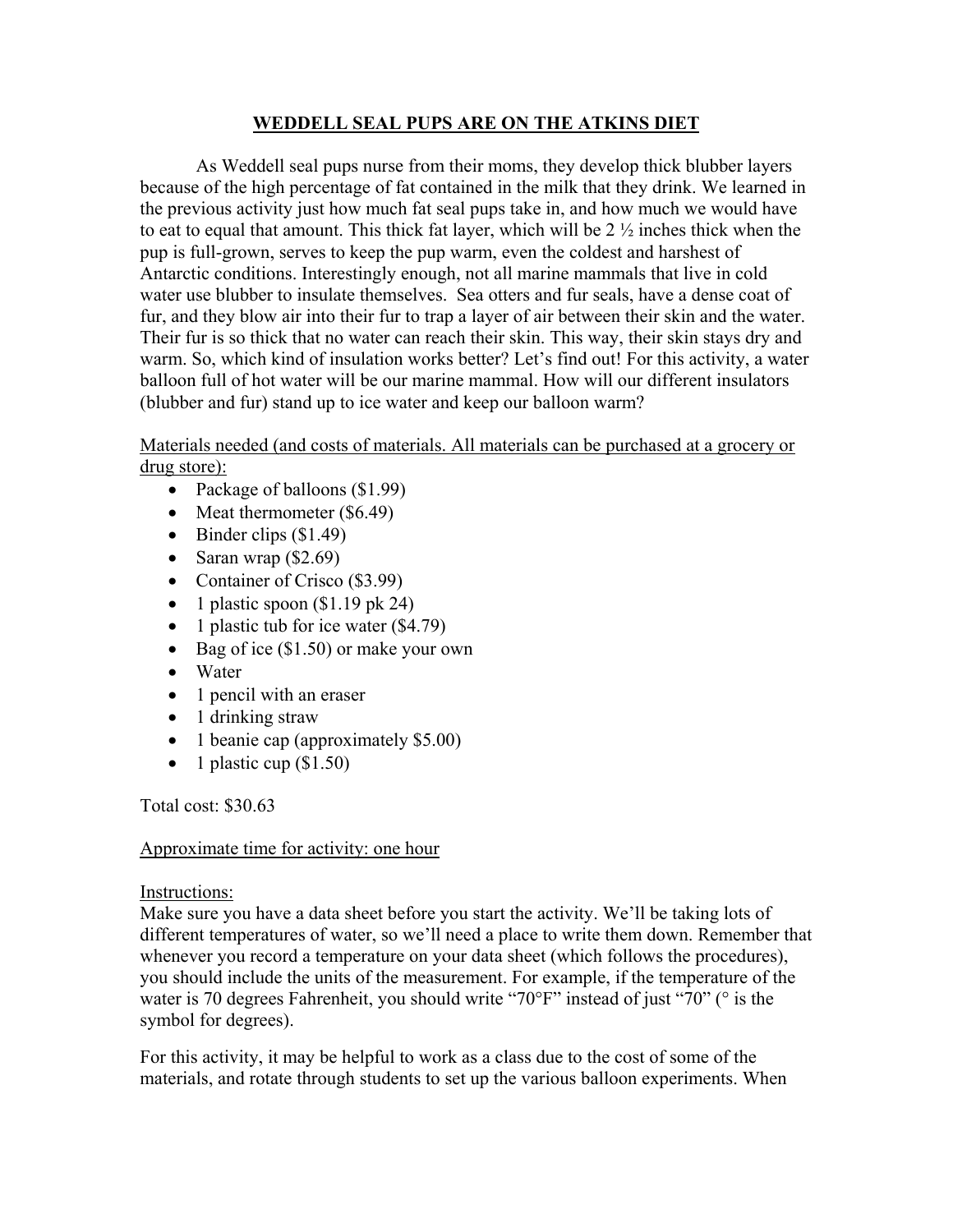# WEDDELL SEAL PUPS ARE ON THE ATKINS DIET

As Weddell seal pups nurse from their moms, they develop thick blubber layers because of the high percentage of fat contained in the milk that they drink. We learned in the previous activity just how much fat seal pups take in, and how much we would have to eat to equal that amount. This thick fat layer, which will be 2 ½ inches thick when the pup is full-grown, serves to keep the pup warm, even the coldest and harshest of Antarctic conditions. Interestingly enough, not all marine mammals that live in cold water use blubber to insulate themselves. Sea otters and fur seals, have a dense coat of fur, and they blow air into their fur to trap a layer of air between their skin and the water. Their fur is so thick that no water can reach their skin. This way, their skin stays dry and warm. So, which kind of insulation works better? Let's find out! For this activity, a water balloon full of hot water will be our marine mammal. How will our different insulators (blubber and fur) stand up to ice water and keep our balloon warm?

Materials needed (and costs of materials. All materials can be purchased at a grocery or drug store):

- Package of balloons ($1.99)
- Meat thermometer ($6.49)
- Binder clips ($1.49)
- Saran wrap ($2.69)
- Container of Crisco ($3.99)
- 1 plastic spoon ($1.19 pk 24)
- 1 plastic tub for ice water ($4.79)
- Bag of ice ($1.50) or make your own
- Water
- 1 pencil with an eraser
- 1 drinking straw
- 1 beanie cap (approximately $5.00)
- 1 plastic cup ($1.50)

Total cost: $30.63

Approximate time for activity: one hour

Instructions:

Make sure you have a data sheet before you start the activity. We'll be taking lots of different temperatures of water, so we'll need a place to write them down. Remember that whenever you record a temperature on your data sheet (which follows the procedures), you should include the units of the measurement. For example, if the temperature of the water is 70 degrees Fahrenheit, you should write "70°F" instead of just "70" (° is the symbol for degrees).

For this activity, it may be helpful to work as a class due to the cost of some of the materials, and rotate through students to set up the various balloon experiments. When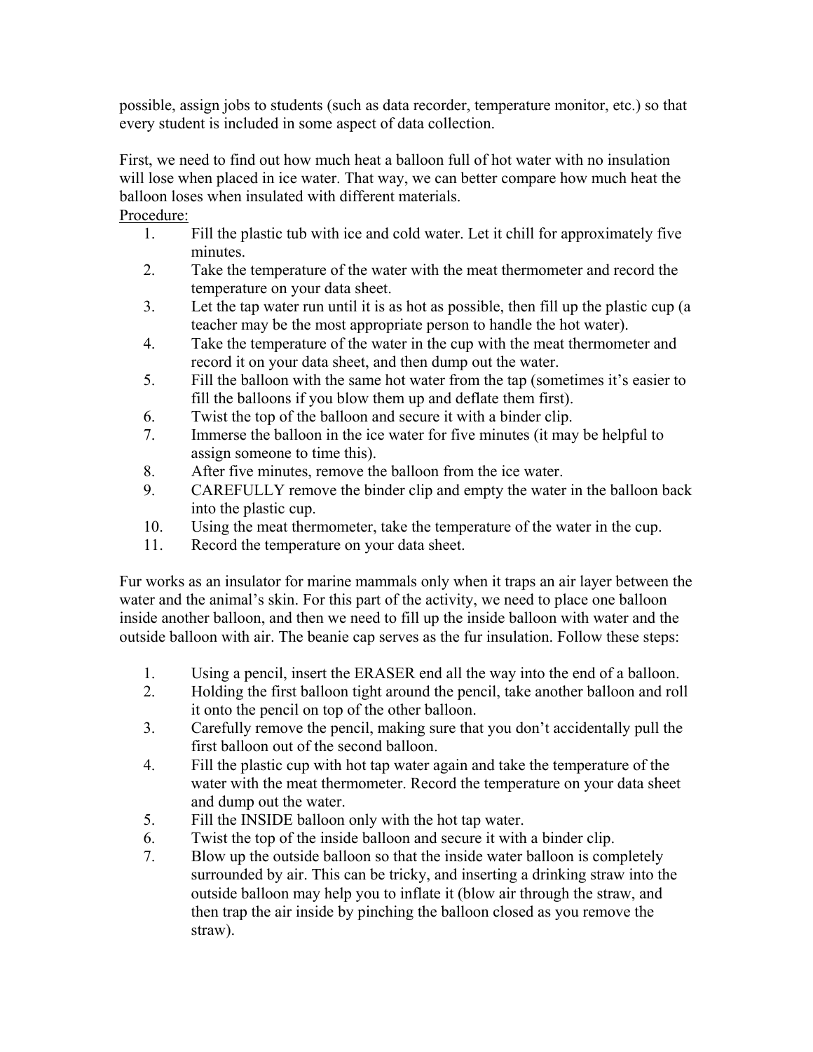possible, assign jobs to students (such as data recorder, temperature monitor, etc.) so that every student is included in some aspect of data collection.

First, we need to find out how much heat a balloon full of hot water with no insulation will lose when placed in ice water. That way, we can better compare how much heat the balloon loses when insulated with different materials.

<u>Procedure:</u>

1. Fill the plastic tub with ice and cold water. Let it chill for approximately five minutes.
2. Take the temperature of the water with the meat thermometer and record the temperature on your data sheet.
3. Let the tap water run until it is as hot as possible, then fill up the plastic cup (a teacher may be the most appropriate person to handle the hot water).
4. Take the temperature of the water in the cup with the meat thermometer and record it on your data sheet, and then dump out the water.
5. Fill the balloon with the same hot water from the tap (sometimes it's easier to fill the balloons if you blow them up and deflate them first).
6. Twist the top of the balloon and secure it with a binder clip.
7. Immerse the balloon in the ice water for five minutes (it may be helpful to assign someone to time this).
8. After five minutes, remove the balloon from the ice water.
9. CAREFULLY remove the binder clip and empty the water in the balloon back into the plastic cup.
10. Using the meat thermometer, take the temperature of the water in the cup.
11. Record the temperature on your data sheet.

Fur works as an insulator for marine mammals only when it traps an air layer between the water and the animal's skin. For this part of the activity, we need to place one balloon inside another balloon, and then we need to fill up the inside balloon with water and the outside balloon with air. The beanie cap serves as the fur insulation. Follow these steps:

1. Using a pencil, insert the ERASER end all the way into the end of a balloon.
2. Holding the first balloon tight around the pencil, take another balloon and roll it onto the pencil on top of the other balloon.
3. Carefully remove the pencil, making sure that you don't accidentally pull the first balloon out of the second balloon.
4. Fill the plastic cup with hot tap water again and take the temperature of the water with the meat thermometer. Record the temperature on your data sheet and dump out the water.
5. Fill the INSIDE balloon only with the hot tap water.
6. Twist the top of the inside balloon and secure it with a binder clip.
7. Blow up the outside balloon so that the inside water balloon is completely surrounded by air. This can be tricky, and inserting a drinking straw into the outside balloon may help you to inflate it (blow air through the straw, and then trap the air inside by pinching the balloon closed as you remove the straw).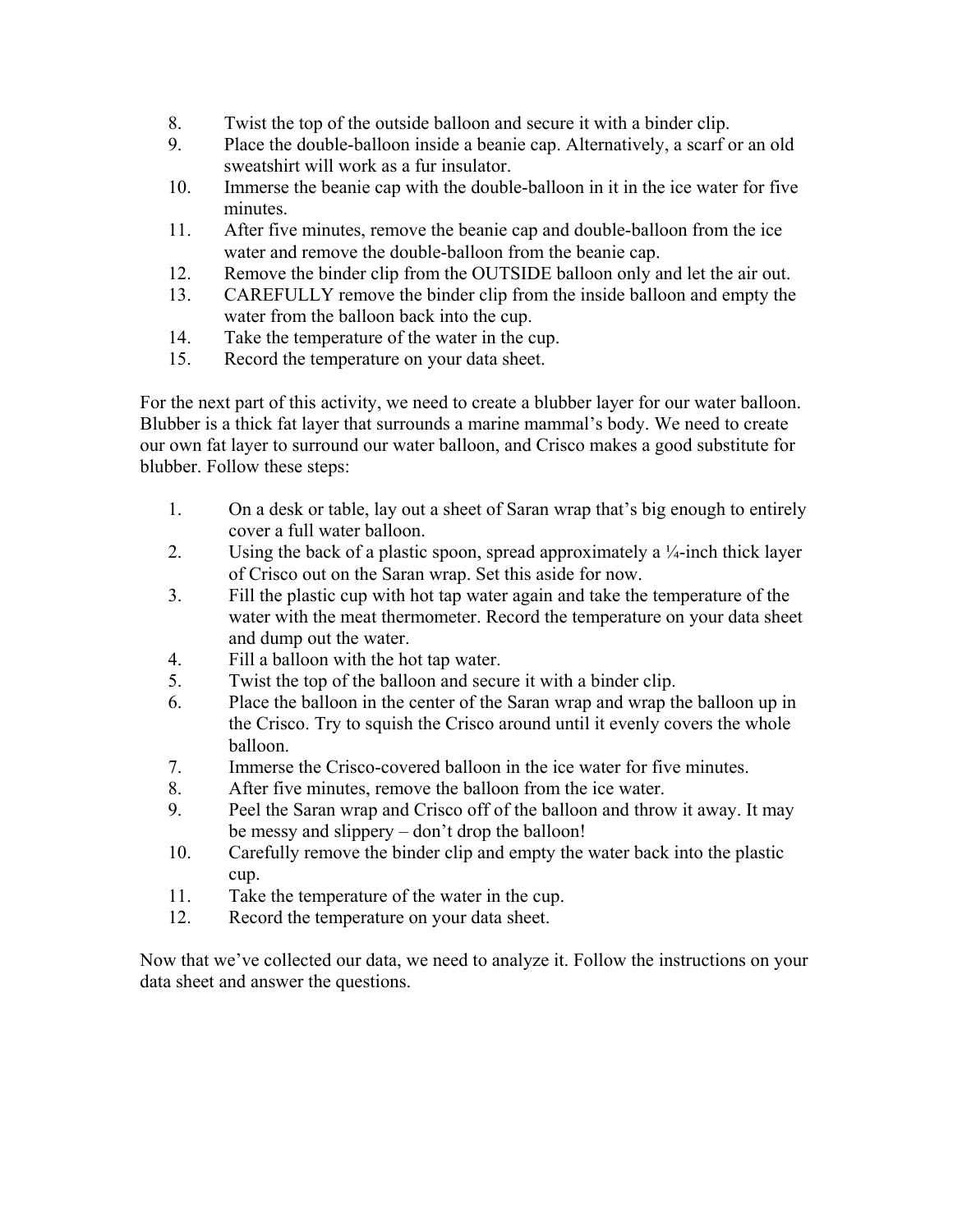8. Twist the top of the outside balloon and secure it with a binder clip.
9. Place the double-balloon inside a beanie cap. Alternatively, a scarf or an old sweatshirt will work as a fur insulator.
10. Immerse the beanie cap with the double-balloon in it in the ice water for five minutes.
11. After five minutes, remove the beanie cap and double-balloon from the ice water and remove the double-balloon from the beanie cap.
12. Remove the binder clip from the OUTSIDE balloon only and let the air out.
13. CAREFULLY remove the binder clip from the inside balloon and empty the water from the balloon back into the cup.
14. Take the temperature of the water in the cup.
15. Record the temperature on your data sheet.

For the next part of this activity, we need to create a blubber layer for our water balloon. Blubber is a thick fat layer that surrounds a marine mammal's body. We need to create our own fat layer to surround our water balloon, and Crisco makes a good substitute for blubber. Follow these steps:

1. On a desk or table, lay out a sheet of Saran wrap that's big enough to entirely cover a full water balloon.
2. Using the back of a plastic spoon, spread approximately a ¼-inch thick layer of Crisco out on the Saran wrap. Set this aside for now.
3. Fill the plastic cup with hot tap water again and take the temperature of the water with the meat thermometer. Record the temperature on your data sheet and dump out the water.
4. Fill a balloon with the hot tap water.
5. Twist the top of the balloon and secure it with a binder clip.
6. Place the balloon in the center of the Saran wrap and wrap the balloon up in the Crisco. Try to squish the Crisco around until it evenly covers the whole balloon.
7. Immerse the Crisco-covered balloon in the ice water for five minutes.
8. After five minutes, remove the balloon from the ice water.
9. Peel the Saran wrap and Crisco off of the balloon and throw it away. It may be messy and slippery – don't drop the balloon!
10. Carefully remove the binder clip and empty the water back into the plastic cup.
11. Take the temperature of the water in the cup.
12. Record the temperature on your data sheet.

Now that we've collected our data, we need to analyze it. Follow the instructions on your data sheet and answer the questions.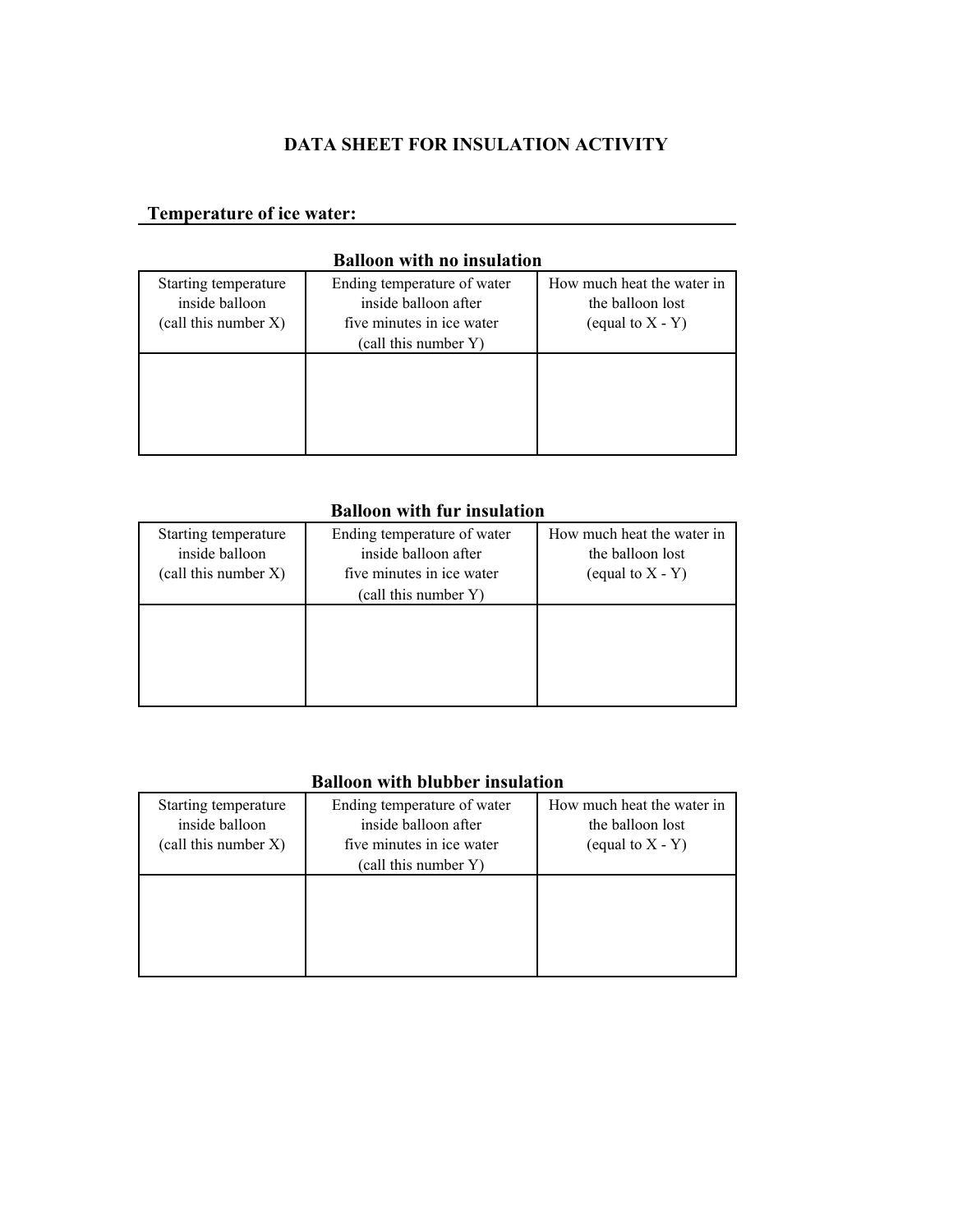# DATA SHEET FOR INSULATION ACTIVITY

**Temperature of ice water:** ____________________

### Balloon with no insulation

| Starting temperature inside balloon (call this number X) | Ending temperature of water inside balloon after five minutes in ice water (call this number Y) | How much heat the water in the balloon lost (equal to X - Y) |
|---|---|---|
| | | |

### Balloon with fur insulation

| Starting temperature inside balloon (call this number X) | Ending temperature of water inside balloon after five minutes in ice water (call this number Y) | How much heat the water in the balloon lost (equal to X - Y) |
|---|---|---|
| | | |

### Balloon with blubber insulation

| Starting temperature inside balloon (call this number X) | Ending temperature of water inside balloon after five minutes in ice water (call this number Y) | How much heat the water in the balloon lost (equal to X - Y) |
|---|---|---|
| | | |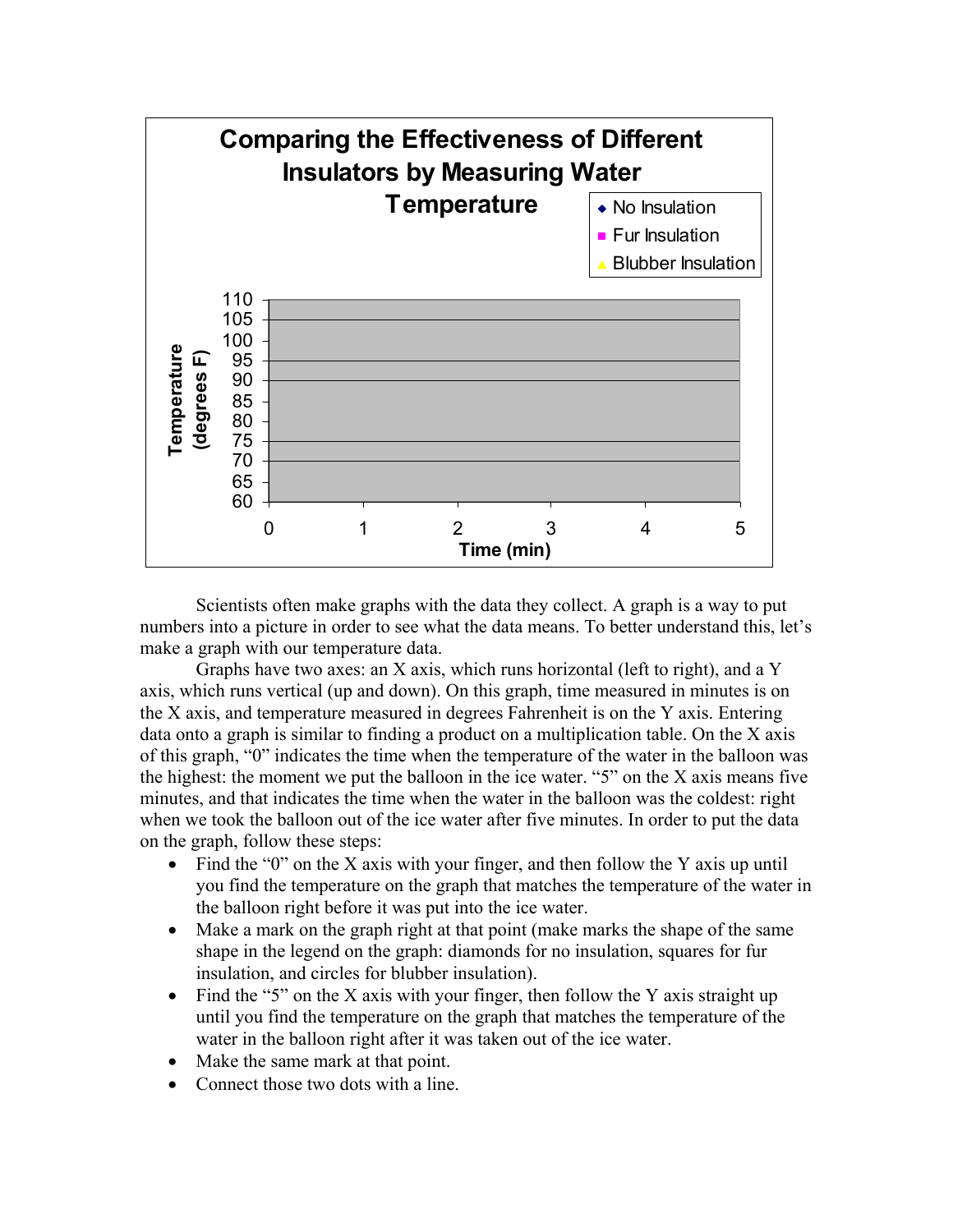**Comparing the Effectiveness of Different Insulators by Measuring Water Temperature**

- No Insulation
- Fur Insulation
- Blubber Insulation

Temperature (degrees F): 60, 65, 70, 75, 80, 85, 90, 95, 100, 105, 110

Time (min): 0, 1, 2, 3, 4, 5

Scientists often make graphs with the data they collect. A graph is a way to put numbers into a picture in order to see what the data means. To better understand this, let's make a graph with our temperature data.

Graphs have two axes: an X axis, which runs horizontal (left to right), and a Y axis, which runs vertical (up and down). On this graph, time measured in minutes is on the X axis, and temperature measured in degrees Fahrenheit is on the Y axis. Entering data onto a graph is similar to finding a product on a multiplication table. On the X axis of this graph, "0" indicates the time when the temperature of the water in the balloon was the highest: the moment we put the balloon in the ice water. "5" on the X axis means five minutes, and that indicates the time when the water in the balloon was the coldest: right when we took the balloon out of the ice water after five minutes. In order to put the data on the graph, follow these steps:

- Find the "0" on the X axis with your finger, and then follow the Y axis up until you find the temperature on the graph that matches the temperature of the water in the balloon right before it was put into the ice water.
- Make a mark on the graph right at that point (make marks the shape of the same shape in the legend on the graph: diamonds for no insulation, squares for fur insulation, and circles for blubber insulation).
- Find the "5" on the X axis with your finger, then follow the Y axis straight up until you find the temperature on the graph that matches the temperature of the water in the balloon right after it was taken out of the ice water.
- Make the same mark at that point.
- Connect those two dots with a line.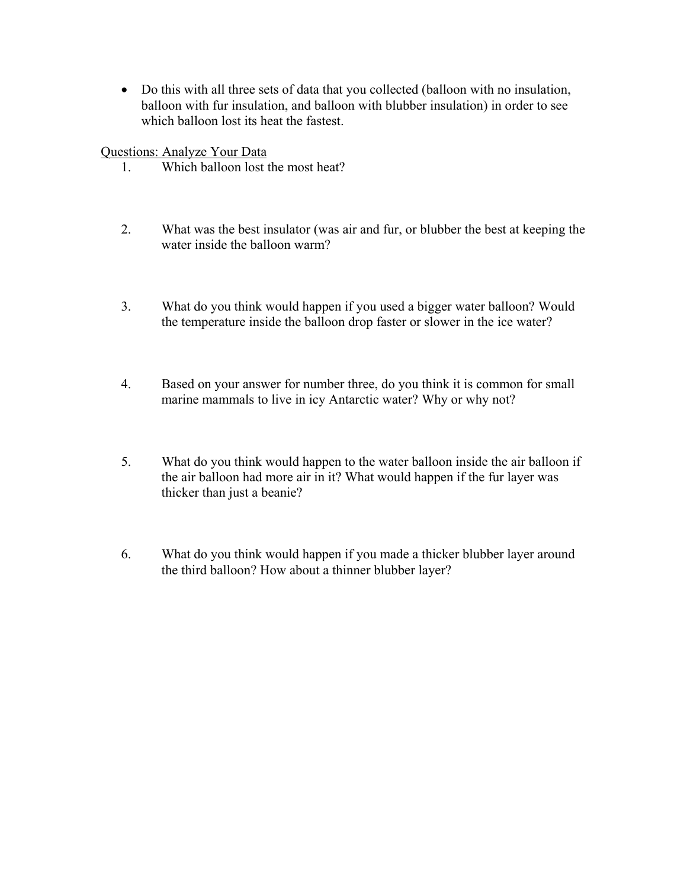- Do this with all three sets of data that you collected (balloon with no insulation, balloon with fur insulation, and balloon with blubber insulation) in order to see which balloon lost its heat the fastest.

<u>Questions: Analyze Your Data</u>

1. Which balloon lost the most heat?

2. What was the best insulator (was air and fur, or blubber the best at keeping the water inside the balloon warm?

3. What do you think would happen if you used a bigger water balloon? Would the temperature inside the balloon drop faster or slower in the ice water?

4. Based on your answer for number three, do you think it is common for small marine mammals to live in icy Antarctic water? Why or why not?

5. What do you think would happen to the water balloon inside the air balloon if the air balloon had more air in it? What would happen if the fur layer was thicker than just a beanie?

6. What do you think would happen if you made a thicker blubber layer around the third balloon? How about a thinner blubber layer?